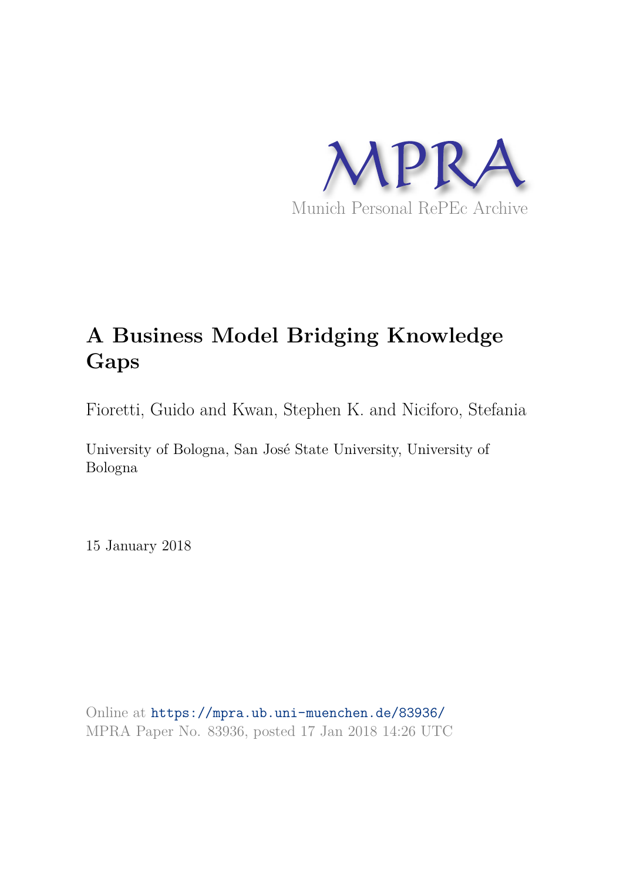MPRA

Munich Personal RePEc Archive

# A Business Model Bridging Knowledge Gaps

Fioretti, Guido and Kwan, Stephen K. and Niciforo, Stefania

University of Bologna, San José State University, University of Bologna

15 January 2018

Online at https://mpra.ub.uni-muenchen.de/83936/
MPRA Paper No. 83936, posted 17 Jan 2018 14:26 UTC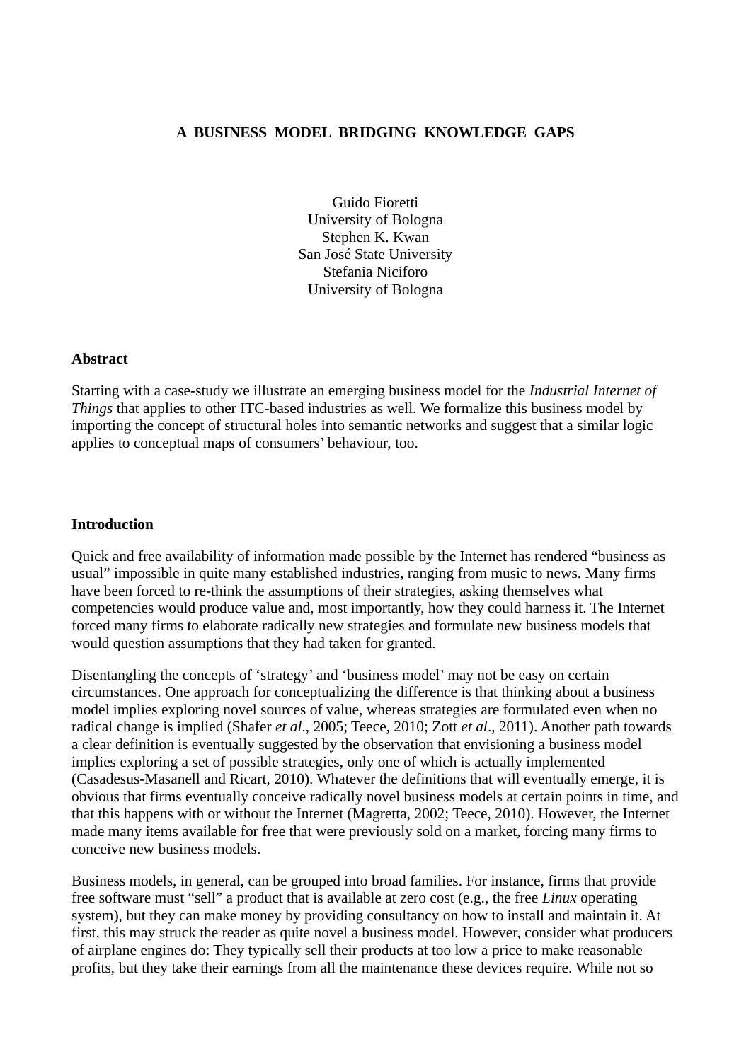# A BUSINESS MODEL BRIDGING KNOWLEDGE GAPS

Guido Fioretti
University of Bologna
Stephen K. Kwan
San José State University
Stefania Niciforo
University of Bologna

## Abstract

Starting with a case-study we illustrate an emerging business model for the *Industrial Internet of Things* that applies to other ITC-based industries as well. We formalize this business model by importing the concept of structural holes into semantic networks and suggest that a similar logic applies to conceptual maps of consumers' behaviour, too.

## Introduction

Quick and free availability of information made possible by the Internet has rendered "business as usual" impossible in quite many established industries, ranging from music to news. Many firms have been forced to re-think the assumptions of their strategies, asking themselves what competencies would produce value and, most importantly, how they could harness it. The Internet forced many firms to elaborate radically new strategies and formulate new business models that would question assumptions that they had taken for granted.

Disentangling the concepts of 'strategy' and 'business model' may not be easy on certain circumstances. One approach for conceptualizing the difference is that thinking about a business model implies exploring novel sources of value, whereas strategies are formulated even when no radical change is implied (Shafer *et al*., 2005; Teece, 2010; Zott *et al*., 2011). Another path towards a clear definition is eventually suggested by the observation that envisioning a business model implies exploring a set of possible strategies, only one of which is actually implemented (Casadesus-Masanell and Ricart, 2010). Whatever the definitions that will eventually emerge, it is obvious that firms eventually conceive radically novel business models at certain points in time, and that this happens with or without the Internet (Magretta, 2002; Teece, 2010). However, the Internet made many items available for free that were previously sold on a market, forcing many firms to conceive new business models.

Business models, in general, can be grouped into broad families. For instance, firms that provide free software must "sell" a product that is available at zero cost (e.g., the free *Linux* operating system), but they can make money by providing consultancy on how to install and maintain it. At first, this may struck the reader as quite novel a business model. However, consider what producers of airplane engines do: They typically sell their products at too low a price to make reasonable profits, but they take their earnings from all the maintenance these devices require. While not so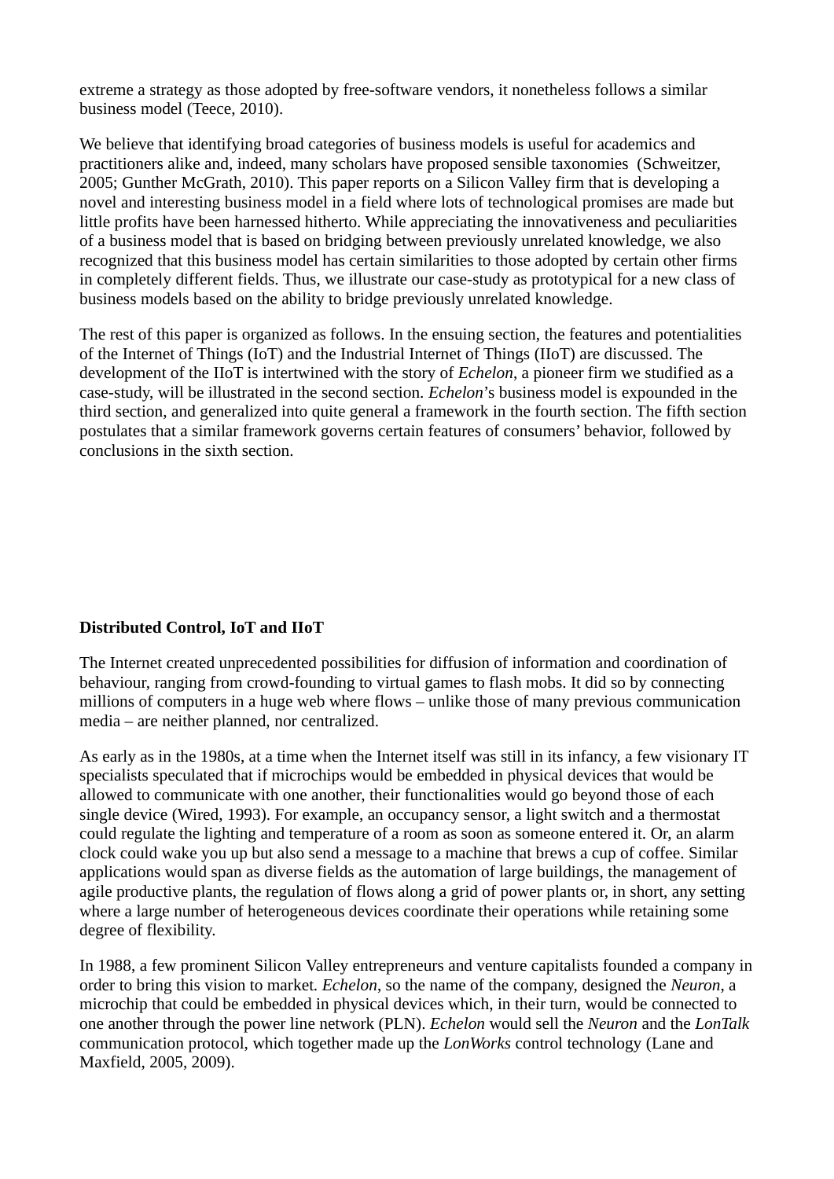extreme a strategy as those adopted by free-software vendors, it nonetheless follows a similar business model (Teece, 2010).

We believe that identifying broad categories of business models is useful for academics and practitioners alike and, indeed, many scholars have proposed sensible taxonomies (Schweitzer, 2005; Gunther McGrath, 2010). This paper reports on a Silicon Valley firm that is developing a novel and interesting business model in a field where lots of technological promises are made but little profits have been harnessed hitherto. While appreciating the innovativeness and peculiarities of a business model that is based on bridging between previously unrelated knowledge, we also recognized that this business model has certain similarities to those adopted by certain other firms in completely different fields. Thus, we illustrate our case-study as prototypical for a new class of business models based on the ability to bridge previously unrelated knowledge.

The rest of this paper is organized as follows. In the ensuing section, the features and potentialities of the Internet of Things (IoT) and the Industrial Internet of Things (IIoT) are discussed. The development of the IIoT is intertwined with the story of *Echelon*, a pioneer firm we studified as a case-study, will be illustrated in the second section. *Echelon*'s business model is expounded in the third section, and generalized into quite general a framework in the fourth section. The fifth section postulates that a similar framework governs certain features of consumers' behavior, followed by conclusions in the sixth section.

**Distributed Control, IoT and IIoT**

The Internet created unprecedented possibilities for diffusion of information and coordination of behaviour, ranging from crowd-founding to virtual games to flash mobs. It did so by connecting millions of computers in a huge web where flows – unlike those of many previous communication media – are neither planned, nor centralized.

As early as in the 1980s, at a time when the Internet itself was still in its infancy, a few visionary IT specialists speculated that if microchips would be embedded in physical devices that would be allowed to communicate with one another, their functionalities would go beyond those of each single device (Wired, 1993). For example, an occupancy sensor, a light switch and a thermostat could regulate the lighting and temperature of a room as soon as someone entered it. Or, an alarm clock could wake you up but also send a message to a machine that brews a cup of coffee. Similar applications would span as diverse fields as the automation of large buildings, the management of agile productive plants, the regulation of flows along a grid of power plants or, in short, any setting where a large number of heterogeneous devices coordinate their operations while retaining some degree of flexibility.

In 1988, a few prominent Silicon Valley entrepreneurs and venture capitalists founded a company in order to bring this vision to market. *Echelon*, so the name of the company, designed the *Neuron*, a microchip that could be embedded in physical devices which, in their turn, would be connected to one another through the power line network (PLN). *Echelon* would sell the *Neuron* and the *LonTalk* communication protocol, which together made up the *LonWorks* control technology (Lane and Maxfield, 2005, 2009).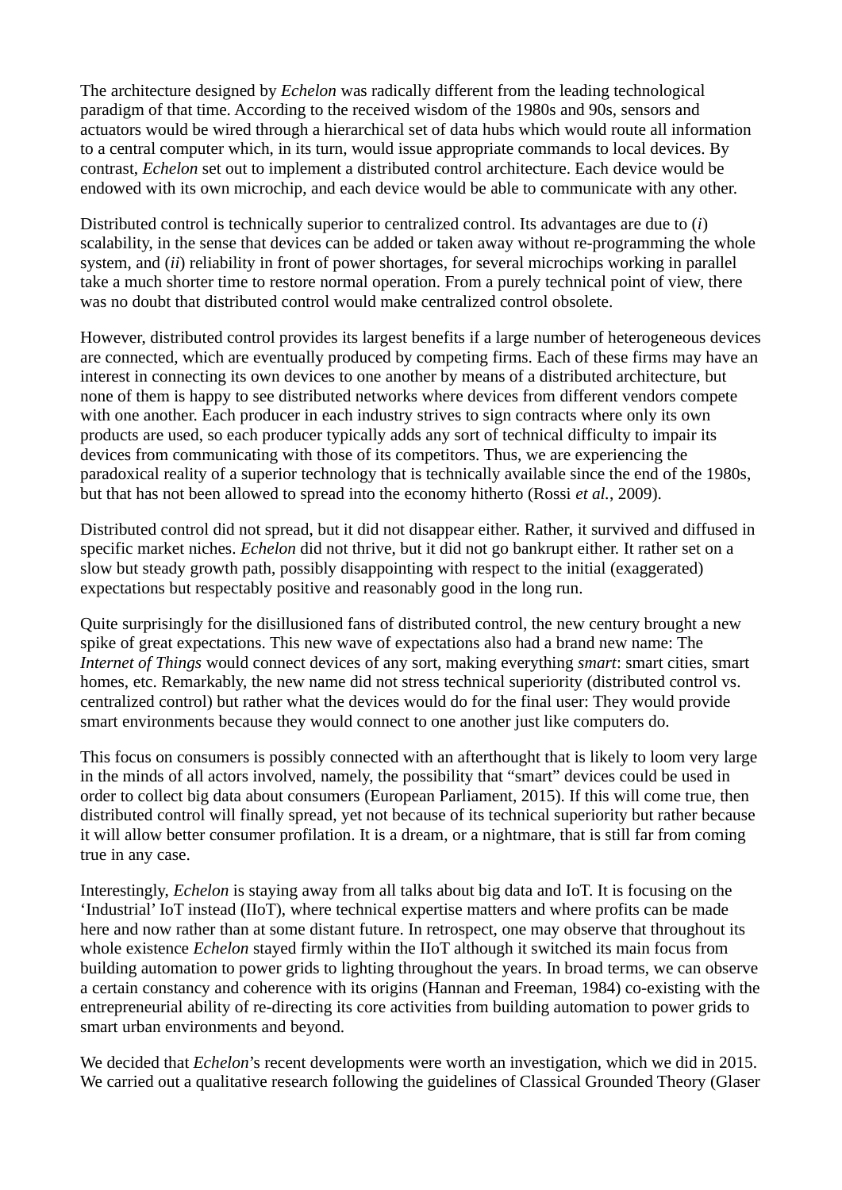The architecture designed by *Echelon* was radically different from the leading technological paradigm of that time. According to the received wisdom of the 1980s and 90s, sensors and actuators would be wired through a hierarchical set of data hubs which would route all information to a central computer which, in its turn, would issue appropriate commands to local devices. By contrast, *Echelon* set out to implement a distributed control architecture. Each device would be endowed with its own microchip, and each device would be able to communicate with any other.

Distributed control is technically superior to centralized control. Its advantages are due to (*i*) scalability, in the sense that devices can be added or taken away without re-programming the whole system, and (*ii*) reliability in front of power shortages, for several microchips working in parallel take a much shorter time to restore normal operation. From a purely technical point of view, there was no doubt that distributed control would make centralized control obsolete.

However, distributed control provides its largest benefits if a large number of heterogeneous devices are connected, which are eventually produced by competing firms. Each of these firms may have an interest in connecting its own devices to one another by means of a distributed architecture, but none of them is happy to see distributed networks where devices from different vendors compete with one another. Each producer in each industry strives to sign contracts where only its own products are used, so each producer typically adds any sort of technical difficulty to impair its devices from communicating with those of its competitors. Thus, we are experiencing the paradoxical reality of a superior technology that is technically available since the end of the 1980s, but that has not been allowed to spread into the economy hitherto (Rossi *et al.*, 2009).

Distributed control did not spread, but it did not disappear either. Rather, it survived and diffused in specific market niches. *Echelon* did not thrive, but it did not go bankrupt either. It rather set on a slow but steady growth path, possibly disappointing with respect to the initial (exaggerated) expectations but respectably positive and reasonably good in the long run.

Quite surprisingly for the disillusioned fans of distributed control, the new century brought a new spike of great expectations. This new wave of expectations also had a brand new name: The *Internet of Things* would connect devices of any sort, making everything *smart*: smart cities, smart homes, etc. Remarkably, the new name did not stress technical superiority (distributed control vs. centralized control) but rather what the devices would do for the final user: They would provide smart environments because they would connect to one another just like computers do.

This focus on consumers is possibly connected with an afterthought that is likely to loom very large in the minds of all actors involved, namely, the possibility that "smart" devices could be used in order to collect big data about consumers (European Parliament, 2015). If this will come true, then distributed control will finally spread, yet not because of its technical superiority but rather because it will allow better consumer profilation. It is a dream, or a nightmare, that is still far from coming true in any case.

Interestingly, *Echelon* is staying away from all talks about big data and IoT. It is focusing on the 'Industrial' IoT instead (IIoT), where technical expertise matters and where profits can be made here and now rather than at some distant future. In retrospect, one may observe that throughout its whole existence *Echelon* stayed firmly within the IIoT although it switched its main focus from building automation to power grids to lighting throughout the years. In broad terms, we can observe a certain constancy and coherence with its origins (Hannan and Freeman, 1984) co-existing with the entrepreneurial ability of re-directing its core activities from building automation to power grids to smart urban environments and beyond.

We decided that *Echelon*'s recent developments were worth an investigation, which we did in 2015. We carried out a qualitative research following the guidelines of Classical Grounded Theory (Glaser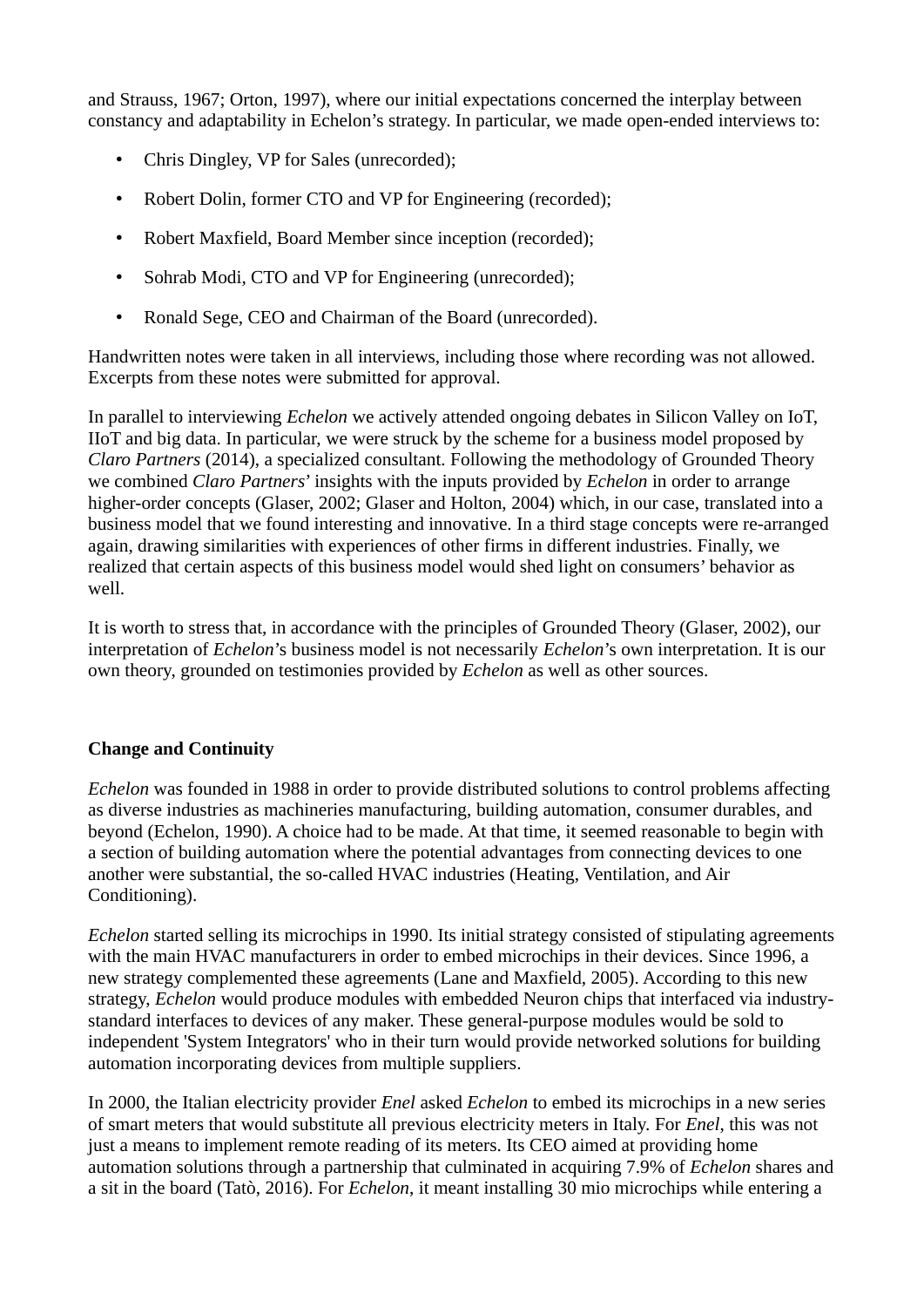and Strauss, 1967; Orton, 1997), where our initial expectations concerned the interplay between constancy and adaptability in Echelon's strategy. In particular, we made open-ended interviews to:

- Chris Dingley, VP for Sales (unrecorded);
- Robert Dolin, former CTO and VP for Engineering (recorded);
- Robert Maxfield, Board Member since inception (recorded);
- Sohrab Modi, CTO and VP for Engineering (unrecorded);
- Ronald Sege, CEO and Chairman of the Board (unrecorded).

Handwritten notes were taken in all interviews, including those where recording was not allowed. Excerpts from these notes were submitted for approval.

In parallel to interviewing *Echelon* we actively attended ongoing debates in Silicon Valley on IoT, IIoT and big data. In particular, we were struck by the scheme for a business model proposed by *Claro Partners* (2014), a specialized consultant. Following the methodology of Grounded Theory we combined *Claro Partners*' insights with the inputs provided by *Echelon* in order to arrange higher-order concepts (Glaser, 2002; Glaser and Holton, 2004) which, in our case, translated into a business model that we found interesting and innovative. In a third stage concepts were re-arranged again, drawing similarities with experiences of other firms in different industries. Finally, we realized that certain aspects of this business model would shed light on consumers' behavior as well.

It is worth to stress that, in accordance with the principles of Grounded Theory (Glaser, 2002), our interpretation of *Echelon*'s business model is not necessarily *Echelon*'s own interpretation. It is our own theory, grounded on testimonies provided by *Echelon* as well as other sources.

**Change and Continuity**

*Echelon* was founded in 1988 in order to provide distributed solutions to control problems affecting as diverse industries as machineries manufacturing, building automation, consumer durables, and beyond (Echelon, 1990). A choice had to be made. At that time, it seemed reasonable to begin with a section of building automation where the potential advantages from connecting devices to one another were substantial, the so-called HVAC industries (Heating, Ventilation, and Air Conditioning).

*Echelon* started selling its microchips in 1990. Its initial strategy consisted of stipulating agreements with the main HVAC manufacturers in order to embed microchips in their devices. Since 1996, a new strategy complemented these agreements (Lane and Maxfield, 2005). According to this new strategy, *Echelon* would produce modules with embedded Neuron chips that interfaced via industry-standard interfaces to devices of any maker. These general-purpose modules would be sold to independent 'System Integrators' who in their turn would provide networked solutions for building automation incorporating devices from multiple suppliers.

In 2000, the Italian electricity provider *Enel* asked *Echelon* to embed its microchips in a new series of smart meters that would substitute all previous electricity meters in Italy. For *Enel*, this was not just a means to implement remote reading of its meters. Its CEO aimed at providing home automation solutions through a partnership that culminated in acquiring 7.9% of *Echelon* shares and a sit in the board (Tatò, 2016). For *Echelon*, it meant installing 30 mio microchips while entering a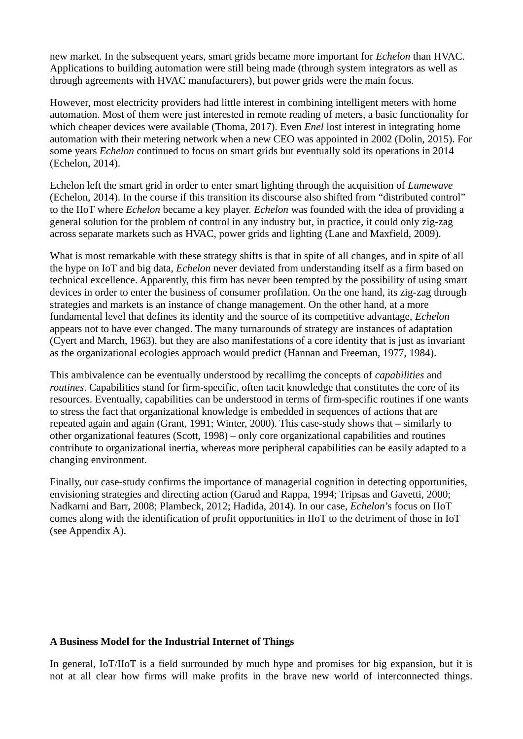new market. In the subsequent years, smart grids became more important for *Echelon* than HVAC. Applications to building automation were still being made (through system integrators as well as through agreements with HVAC manufacturers), but power grids were the main focus.

However, most electricity providers had little interest in combining intelligent meters with home automation. Most of them were just interested in remote reading of meters, a basic functionality for which cheaper devices were available (Thoma, 2017). Even *Enel* lost interest in integrating home automation with their metering network when a new CEO was appointed in 2002 (Dolin, 2015). For some years *Echelon* continued to focus on smart grids but eventually sold its operations in 2014 (Echelon, 2014).

Echelon left the smart grid in order to enter smart lighting through the acquisition of *Lumewave* (Echelon, 2014). In the course if this transition its discourse also shifted from "distributed control" to the IIoT where *Echelon* became a key player. *Echelon* was founded with the idea of providing a general solution for the problem of control in any industry but, in practice, it could only zig-zag across separate markets such as HVAC, power grids and lighting (Lane and Maxfield, 2009).

What is most remarkable with these strategy shifts is that in spite of all changes, and in spite of all the hype on IoT and big data, *Echelon* never deviated from understanding itself as a firm based on technical excellence. Apparently, this firm has never been tempted by the possibility of using smart devices in order to enter the business of consumer profilation. On the one hand, its zig-zag through strategies and markets is an instance of change management. On the other hand, at a more fundamental level that defines its identity and the source of its competitive advantage, *Echelon* appears not to have ever changed. The many turnarounds of strategy are instances of adaptation (Cyert and March, 1963), but they are also manifestations of a core identity that is just as invariant as the organizational ecologies approach would predict (Hannan and Freeman, 1977, 1984).

This ambivalence can be eventually understood by recallimg the concepts of *capabilities* and *routines*. Capabilities stand for firm-specific, often tacit knowledge that constitutes the core of its resources. Eventually, capabilities can be understood in terms of firm-specific routines if one wants to stress the fact that organizational knowledge is embedded in sequences of actions that are repeated again and again (Grant, 1991; Winter, 2000). This case-study shows that – similarly to other organizational features (Scott, 1998) – only core organizational capabilities and routines contribute to organizational inertia, whereas more peripheral capabilities can be easily adapted to a changing environment.

Finally, our case-study confirms the importance of managerial cognition in detecting opportunities, envisioning strategies and directing action (Garud and Rappa, 1994; Tripsas and Gavetti, 2000; Nadkarni and Barr, 2008; Plambeck, 2012; Hadida, 2014). In our case, *Echelon*'s focus on IIoT comes along with the identification of profit opportunities in IIoT to the detriment of those in IoT (see Appendix A).

**A Business Model for the Industrial Internet of Things**

In general, IoT/IIoT is a field surrounded by much hype and promises for big expansion, but it is not at all clear how firms will make profits in the brave new world of interconnected things.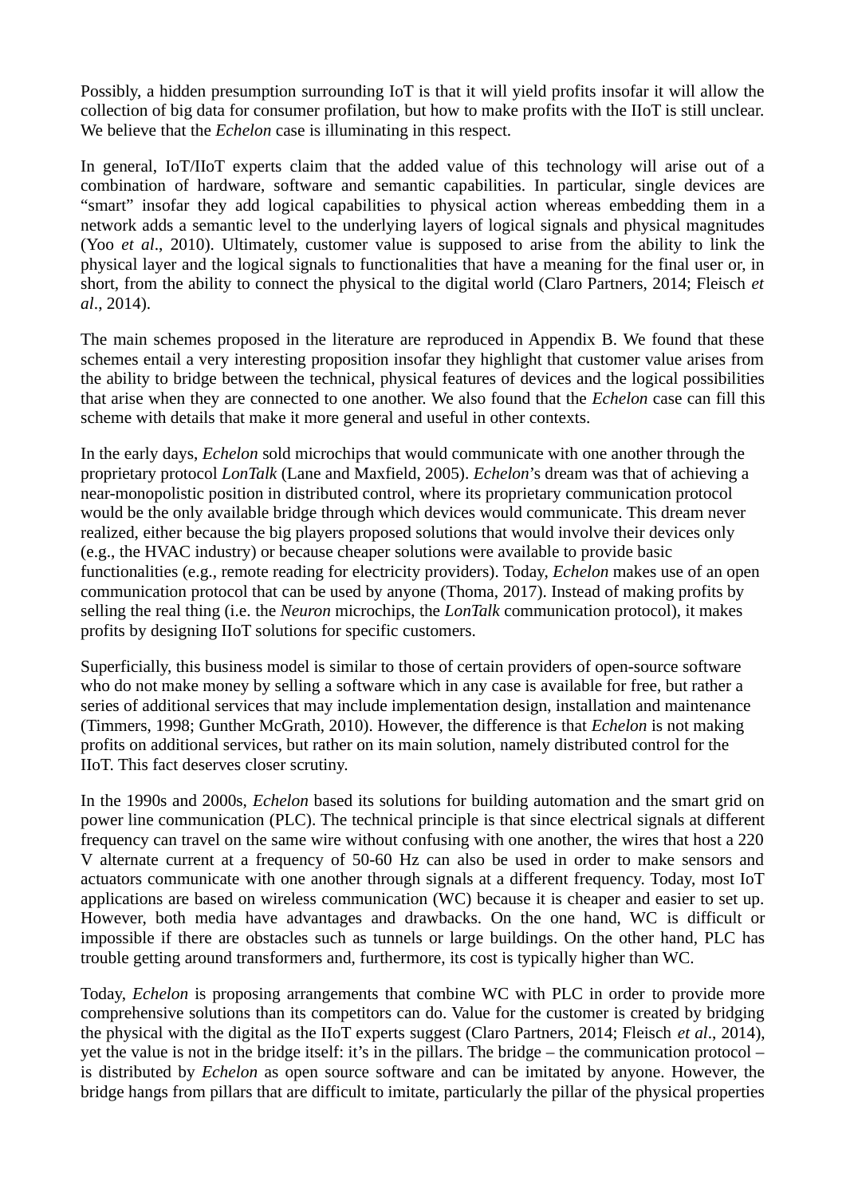Possibly, a hidden presumption surrounding IoT is that it will yield profits insofar it will allow the collection of big data for consumer profilation, but how to make profits with the IIoT is still unclear. We believe that the *Echelon* case is illuminating in this respect.

In general, IoT/IIoT experts claim that the added value of this technology will arise out of a combination of hardware, software and semantic capabilities. In particular, single devices are "smart" insofar they add logical capabilities to physical action whereas embedding them in a network adds a semantic level to the underlying layers of logical signals and physical magnitudes (Yoo *et al*., 2010). Ultimately, customer value is supposed to arise from the ability to link the physical layer and the logical signals to functionalities that have a meaning for the final user or, in short, from the ability to connect the physical to the digital world (Claro Partners, 2014; Fleisch *et al*., 2014).

The main schemes proposed in the literature are reproduced in Appendix B. We found that these schemes entail a very interesting proposition insofar they highlight that customer value arises from the ability to bridge between the technical, physical features of devices and the logical possibilities that arise when they are connected to one another. We also found that the *Echelon* case can fill this scheme with details that make it more general and useful in other contexts.

In the early days, *Echelon* sold microchips that would communicate with one another through the proprietary protocol *LonTalk* (Lane and Maxfield, 2005). *Echelon*'s dream was that of achieving a near-monopolistic position in distributed control, where its proprietary communication protocol would be the only available bridge through which devices would communicate. This dream never realized, either because the big players proposed solutions that would involve their devices only (e.g., the HVAC industry) or because cheaper solutions were available to provide basic functionalities (e.g., remote reading for electricity providers). Today, *Echelon* makes use of an open communication protocol that can be used by anyone (Thoma, 2017). Instead of making profits by selling the real thing (i.e. the *Neuron* microchips, the *LonTalk* communication protocol), it makes profits by designing IIoT solutions for specific customers.

Superficially, this business model is similar to those of certain providers of open-source software who do not make money by selling a software which in any case is available for free, but rather a series of additional services that may include implementation design, installation and maintenance (Timmers, 1998; Gunther McGrath, 2010). However, the difference is that *Echelon* is not making profits on additional services, but rather on its main solution, namely distributed control for the IIoT. This fact deserves closer scrutiny.

In the 1990s and 2000s, *Echelon* based its solutions for building automation and the smart grid on power line communication (PLC). The technical principle is that since electrical signals at different frequency can travel on the same wire without confusing with one another, the wires that host a 220 V alternate current at a frequency of 50-60 Hz can also be used in order to make sensors and actuators communicate with one another through signals at a different frequency. Today, most IoT applications are based on wireless communication (WC) because it is cheaper and easier to set up. However, both media have advantages and drawbacks. On the one hand, WC is difficult or impossible if there are obstacles such as tunnels or large buildings. On the other hand, PLC has trouble getting around transformers and, furthermore, its cost is typically higher than WC.

Today, *Echelon* is proposing arrangements that combine WC with PLC in order to provide more comprehensive solutions than its competitors can do. Value for the customer is created by bridging the physical with the digital as the IIoT experts suggest (Claro Partners, 2014; Fleisch *et al*., 2014), yet the value is not in the bridge itself: it's in the pillars. The bridge – the communication protocol – is distributed by *Echelon* as open source software and can be imitated by anyone. However, the bridge hangs from pillars that are difficult to imitate, particularly the pillar of the physical properties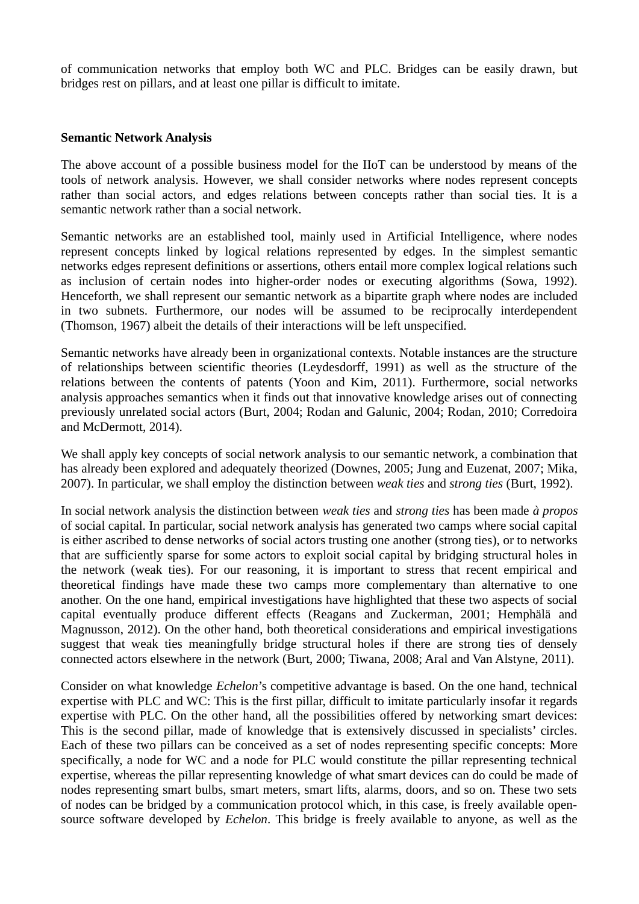of communication networks that employ both WC and PLC. Bridges can be easily drawn, but bridges rest on pillars, and at least one pillar is difficult to imitate.

**Semantic Network Analysis**

The above account of a possible business model for the IIoT can be understood by means of the tools of network analysis. However, we shall consider networks where nodes represent concepts rather than social actors, and edges relations between concepts rather than social ties. It is a semantic network rather than a social network.

Semantic networks are an established tool, mainly used in Artificial Intelligence, where nodes represent concepts linked by logical relations represented by edges. In the simplest semantic networks edges represent definitions or assertions, others entail more complex logical relations such as inclusion of certain nodes into higher-order nodes or executing algorithms (Sowa, 1992). Henceforth, we shall represent our semantic network as a bipartite graph where nodes are included in two subnets. Furthermore, our nodes will be assumed to be reciprocally interdependent (Thomson, 1967) albeit the details of their interactions will be left unspecified.

Semantic networks have already been in organizational contexts. Notable instances are the structure of relationships between scientific theories (Leydesdorff, 1991) as well as the structure of the relations between the contents of patents (Yoon and Kim, 2011). Furthermore, social networks analysis approaches semantics when it finds out that innovative knowledge arises out of connecting previously unrelated social actors (Burt, 2004; Rodan and Galunic, 2004; Rodan, 2010; Corredoira and McDermott, 2014).

We shall apply key concepts of social network analysis to our semantic network, a combination that has already been explored and adequately theorized (Downes, 2005; Jung and Euzenat, 2007; Mika, 2007). In particular, we shall employ the distinction between *weak ties* and *strong ties* (Burt, 1992).

In social network analysis the distinction between *weak ties* and *strong ties* has been made *à propos* of social capital. In particular, social network analysis has generated two camps where social capital is either ascribed to dense networks of social actors trusting one another (strong ties), or to networks that are sufficiently sparse for some actors to exploit social capital by bridging structural holes in the network (weak ties). For our reasoning, it is important to stress that recent empirical and theoretical findings have made these two camps more complementary than alternative to one another. On the one hand, empirical investigations have highlighted that these two aspects of social capital eventually produce different effects (Reagans and Zuckerman, 2001; Hemphälä and Magnusson, 2012). On the other hand, both theoretical considerations and empirical investigations suggest that weak ties meaningfully bridge structural holes if there are strong ties of densely connected actors elsewhere in the network (Burt, 2000; Tiwana, 2008; Aral and Van Alstyne, 2011).

Consider on what knowledge *Echelon*'s competitive advantage is based. On the one hand, technical expertise with PLC and WC: This is the first pillar, difficult to imitate particularly insofar it regards expertise with PLC. On the other hand, all the possibilities offered by networking smart devices: This is the second pillar, made of knowledge that is extensively discussed in specialists' circles. Each of these two pillars can be conceived as a set of nodes representing specific concepts: More specifically, a node for WC and a node for PLC would constitute the pillar representing technical expertise, whereas the pillar representing knowledge of what smart devices can do could be made of nodes representing smart bulbs, smart meters, smart lifts, alarms, doors, and so on. These two sets of nodes can be bridged by a communication protocol which, in this case, is freely available open-source software developed by *Echelon*. This bridge is freely available to anyone, as well as the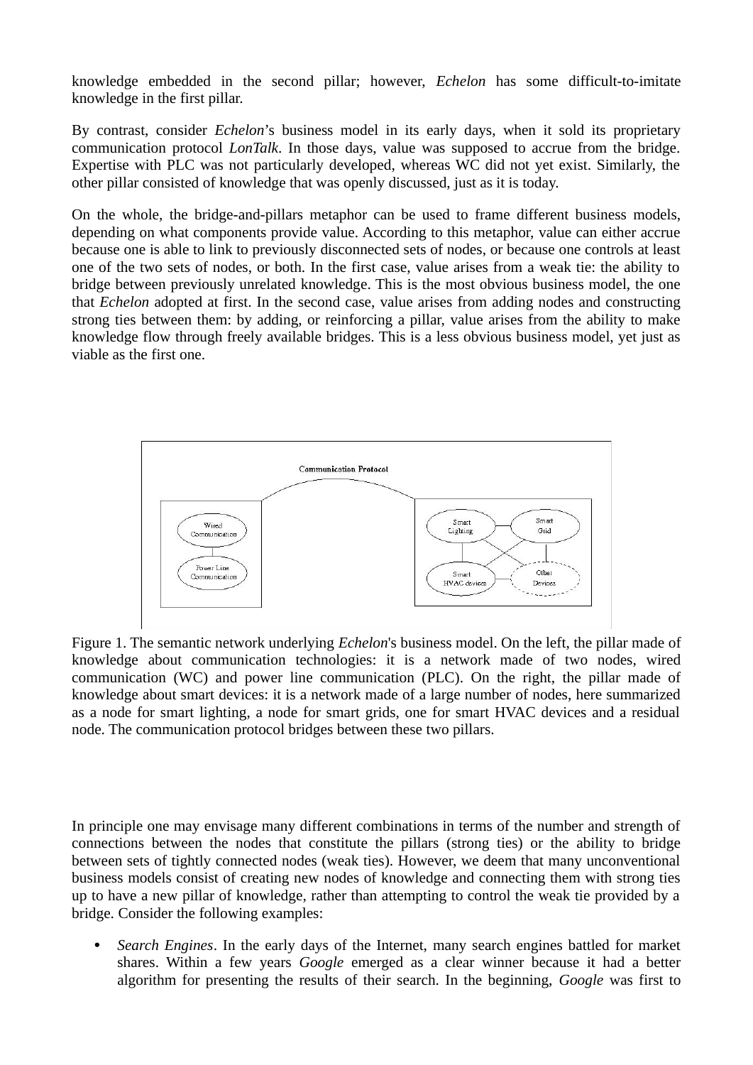knowledge embedded in the second pillar; however, *Echelon* has some difficult-to-imitate knowledge in the first pillar.

By contrast, consider *Echelon*'s business model in its early days, when it sold its proprietary communication protocol *LonTalk*. In those days, value was supposed to accrue from the bridge. Expertise with PLC was not particularly developed, whereas WC did not yet exist. Similarly, the other pillar consisted of knowledge that was openly discussed, just as it is today.

On the whole, the bridge-and-pillars metaphor can be used to frame different business models, depending on what components provide value. According to this metaphor, value can either accrue because one is able to link to previously disconnected sets of nodes, or because one controls at least one of the two sets of nodes, or both. In the first case, value arises from a weak tie: the ability to bridge between previously unrelated knowledge. This is the most obvious business model, the one that *Echelon* adopted at first. In the second case, value arises from adding nodes and constructing strong ties between them: by adding, or reinforcing a pillar, value arises from the ability to make knowledge flow through freely available bridges. This is a less obvious business model, yet just as viable as the first one.

Figure 1. The semantic network underlying *Echelon*'s business model. On the left, the pillar made of knowledge about communication technologies: it is a network made of two nodes, wired communication (WC) and power line communication (PLC). On the right, the pillar made of knowledge about smart devices: it is a network made of a large number of nodes, here summarized as a node for smart lighting, a node for smart grids, one for smart HVAC devices and a residual node. The communication protocol bridges between these two pillars.

In principle one may envisage many different combinations in terms of the number and strength of connections between the nodes that constitute the pillars (strong ties) or the ability to bridge between sets of tightly connected nodes (weak ties). However, we deem that many unconventional business models consist of creating new nodes of knowledge and connecting them with strong ties up to have a new pillar of knowledge, rather than attempting to control the weak tie provided by a bridge. Consider the following examples:

- *Search Engines*. In the early days of the Internet, many search engines battled for market shares. Within a few years *Google* emerged as a clear winner because it had a better algorithm for presenting the results of their search. In the beginning, *Google* was first to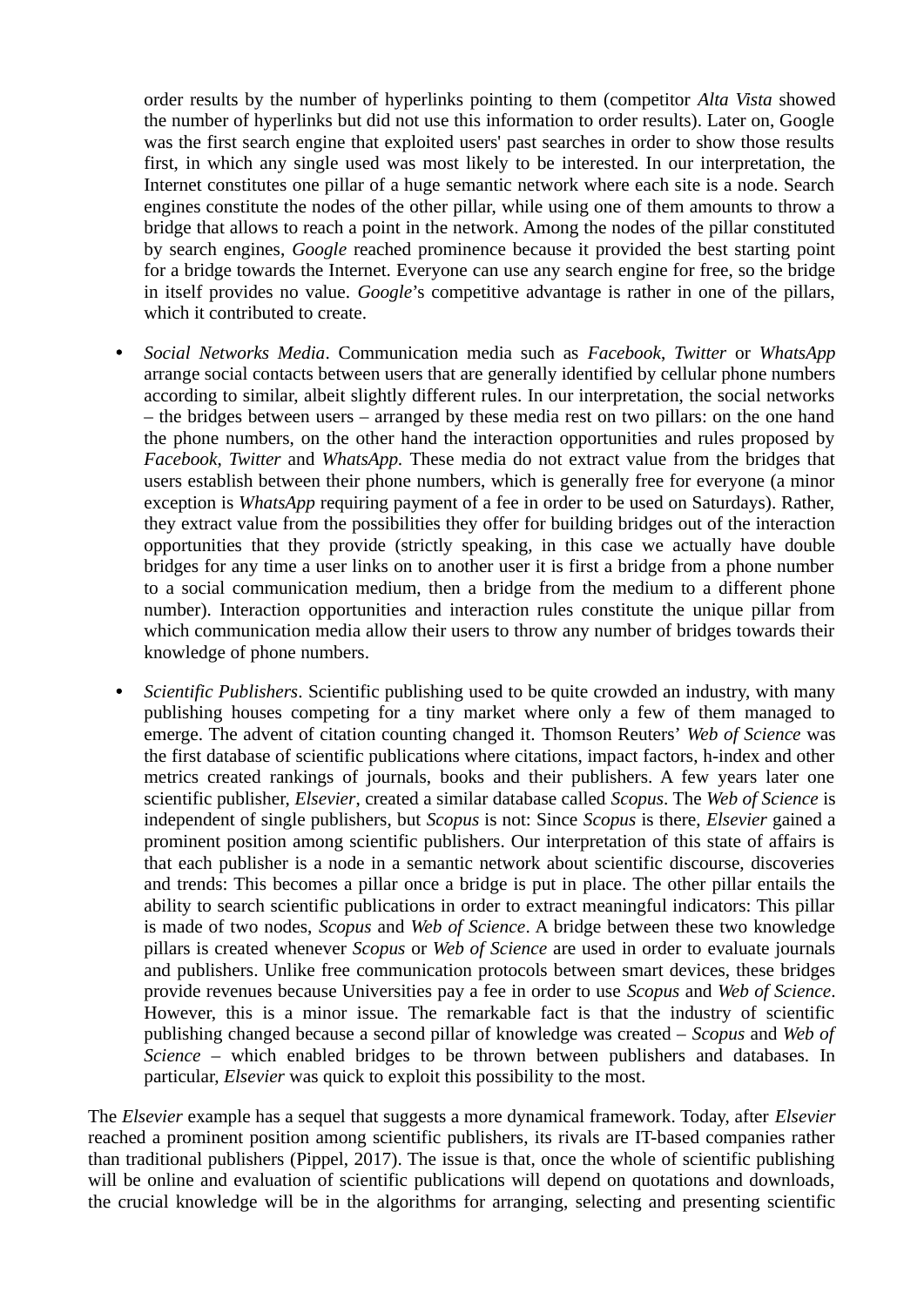order results by the number of hyperlinks pointing to them (competitor *Alta Vista* showed the number of hyperlinks but did not use this information to order results). Later on, Google was the first search engine that exploited users' past searches in order to show those results first, in which any single used was most likely to be interested. In our interpretation, the Internet constitutes one pillar of a huge semantic network where each site is a node. Search engines constitute the nodes of the other pillar, while using one of them amounts to throw a bridge that allows to reach a point in the network. Among the nodes of the pillar constituted by search engines, *Google* reached prominence because it provided the best starting point for a bridge towards the Internet. Everyone can use any search engine for free, so the bridge in itself provides no value. *Google*'s competitive advantage is rather in one of the pillars, which it contributed to create.

- *Social Networks Media*. Communication media such as *Facebook*, *Twitter* or *WhatsApp* arrange social contacts between users that are generally identified by cellular phone numbers according to similar, albeit slightly different rules. In our interpretation, the social networks – the bridges between users – arranged by these media rest on two pillars: on the one hand the phone numbers, on the other hand the interaction opportunities and rules proposed by *Facebook*, *Twitter* and *WhatsApp.* These media do not extract value from the bridges that users establish between their phone numbers, which is generally free for everyone (a minor exception is *WhatsApp* requiring payment of a fee in order to be used on Saturdays). Rather, they extract value from the possibilities they offer for building bridges out of the interaction opportunities that they provide (strictly speaking, in this case we actually have double bridges for any time a user links on to another user it is first a bridge from a phone number to a social communication medium, then a bridge from the medium to a different phone number). Interaction opportunities and interaction rules constitute the unique pillar from which communication media allow their users to throw any number of bridges towards their knowledge of phone numbers.

- *Scientific Publishers*. Scientific publishing used to be quite crowded an industry, with many publishing houses competing for a tiny market where only a few of them managed to emerge. The advent of citation counting changed it. Thomson Reuters' *Web of Science* was the first database of scientific publications where citations, impact factors, h-index and other metrics created rankings of journals, books and their publishers. A few years later one scientific publisher, *Elsevier*, created a similar database called *Scopus*. The *Web of Science* is independent of single publishers, but *Scopus* is not: Since *Scopus* is there, *Elsevier* gained a prominent position among scientific publishers. Our interpretation of this state of affairs is that each publisher is a node in a semantic network about scientific discourse, discoveries and trends: This becomes a pillar once a bridge is put in place. The other pillar entails the ability to search scientific publications in order to extract meaningful indicators: This pillar is made of two nodes, *Scopus* and *Web of Science*. A bridge between these two knowledge pillars is created whenever *Scopus* or *Web of Science* are used in order to evaluate journals and publishers. Unlike free communication protocols between smart devices, these bridges provide revenues because Universities pay a fee in order to use *Scopus* and *Web of Science*. However, this is a minor issue. The remarkable fact is that the industry of scientific publishing changed because a second pillar of knowledge was created – *Scopus* and *Web of Science* – which enabled bridges to be thrown between publishers and databases. In particular, *Elsevier* was quick to exploit this possibility to the most.

The *Elsevier* example has a sequel that suggests a more dynamical framework. Today, after *Elsevier* reached a prominent position among scientific publishers, its rivals are IT-based companies rather than traditional publishers (Pippel, 2017). The issue is that, once the whole of scientific publishing will be online and evaluation of scientific publications will depend on quotations and downloads, the crucial knowledge will be in the algorithms for arranging, selecting and presenting scientific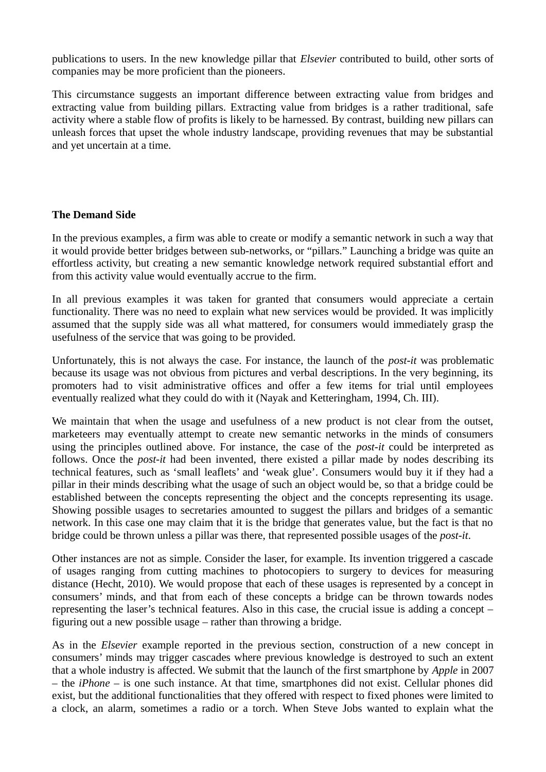publications to users. In the new knowledge pillar that *Elsevier* contributed to build, other sorts of companies may be more proficient than the pioneers.

This circumstance suggests an important difference between extracting value from bridges and extracting value from building pillars. Extracting value from bridges is a rather traditional, safe activity where a stable flow of profits is likely to be harnessed. By contrast, building new pillars can unleash forces that upset the whole industry landscape, providing revenues that may be substantial and yet uncertain at a time.

**The Demand Side**

In the previous examples, a firm was able to create or modify a semantic network in such a way that it would provide better bridges between sub-networks, or "pillars." Launching a bridge was quite an effortless activity, but creating a new semantic knowledge network required substantial effort and from this activity value would eventually accrue to the firm.

In all previous examples it was taken for granted that consumers would appreciate a certain functionality. There was no need to explain what new services would be provided. It was implicitly assumed that the supply side was all what mattered, for consumers would immediately grasp the usefulness of the service that was going to be provided.

Unfortunately, this is not always the case. For instance, the launch of the *post-it* was problematic because its usage was not obvious from pictures and verbal descriptions. In the very beginning, its promoters had to visit administrative offices and offer a few items for trial until employees eventually realized what they could do with it (Nayak and Ketteringham, 1994, Ch. III).

We maintain that when the usage and usefulness of a new product is not clear from the outset, marketeers may eventually attempt to create new semantic networks in the minds of consumers using the principles outlined above. For instance, the case of the *post-it* could be interpreted as follows. Once the *post-it* had been invented, there existed a pillar made by nodes describing its technical features, such as 'small leaflets' and 'weak glue'. Consumers would buy it if they had a pillar in their minds describing what the usage of such an object would be, so that a bridge could be established between the concepts representing the object and the concepts representing its usage. Showing possible usages to secretaries amounted to suggest the pillars and bridges of a semantic network. In this case one may claim that it is the bridge that generates value, but the fact is that no bridge could be thrown unless a pillar was there, that represented possible usages of the *post-it*.

Other instances are not as simple. Consider the laser, for example. Its invention triggered a cascade of usages ranging from cutting machines to photocopiers to surgery to devices for measuring distance (Hecht, 2010). We would propose that each of these usages is represented by a concept in consumers' minds, and that from each of these concepts a bridge can be thrown towards nodes representing the laser's technical features. Also in this case, the crucial issue is adding a concept – figuring out a new possible usage – rather than throwing a bridge.

As in the *Elsevier* example reported in the previous section, construction of a new concept in consumers' minds may trigger cascades where previous knowledge is destroyed to such an extent that a whole industry is affected. We submit that the launch of the first smartphone by *Apple* in 2007 – the *iPhone* – is one such instance. At that time, smartphones did not exist. Cellular phones did exist, but the additional functionalities that they offered with respect to fixed phones were limited to a clock, an alarm, sometimes a radio or a torch. When Steve Jobs wanted to explain what the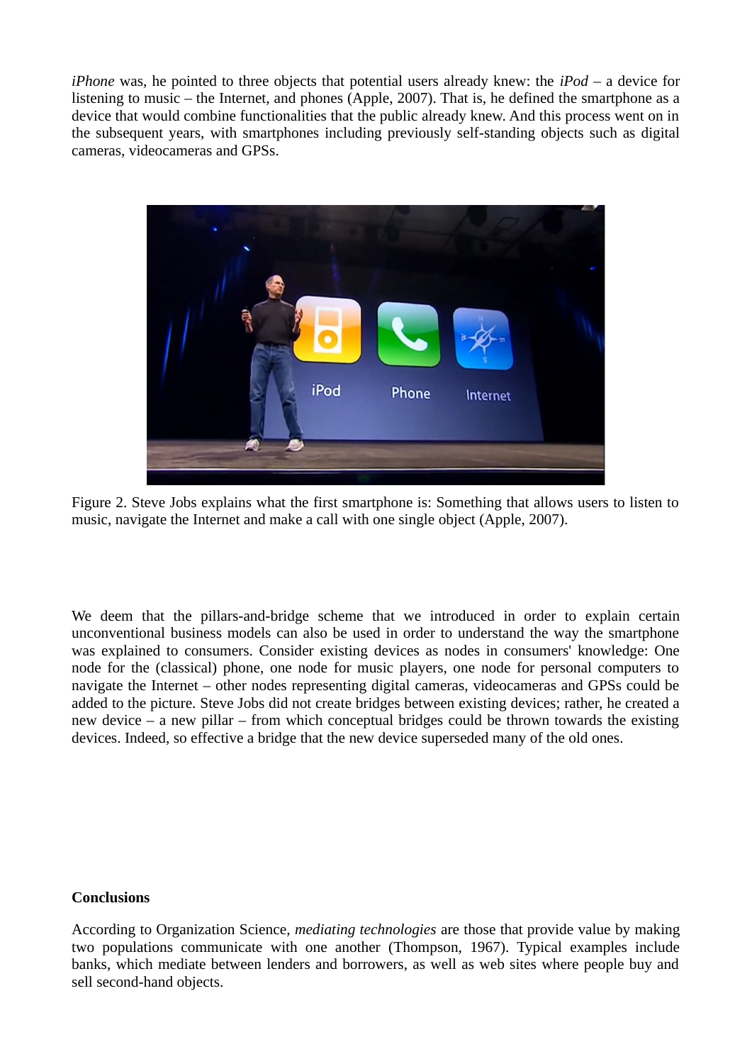*iPhone* was, he pointed to three objects that potential users already knew: the *iPod* – a device for listening to music – the Internet, and phones (Apple, 2007). That is, he defined the smartphone as a device that would combine functionalities that the public already knew. And this process went on in the subsequent years, with smartphones including previously self-standing objects such as digital cameras, videocameras and GPSs.

Figure 2. Steve Jobs explains what the first smartphone is: Something that allows users to listen to music, navigate the Internet and make a call with one single object (Apple, 2007).

We deem that the pillars-and-bridge scheme that we introduced in order to explain certain unconventional business models can also be used in order to understand the way the smartphone was explained to consumers. Consider existing devices as nodes in consumers' knowledge: One node for the (classical) phone, one node for music players, one node for personal computers to navigate the Internet – other nodes representing digital cameras, videocameras and GPSs could be added to the picture. Steve Jobs did not create bridges between existing devices; rather, he created a new device – a new pillar – from which conceptual bridges could be thrown towards the existing devices. Indeed, so effective a bridge that the new device superseded many of the old ones.

**Conclusions**

According to Organization Science, *mediating technologies* are those that provide value by making two populations communicate with one another (Thompson, 1967). Typical examples include banks, which mediate between lenders and borrowers, as well as web sites where people buy and sell second-hand objects.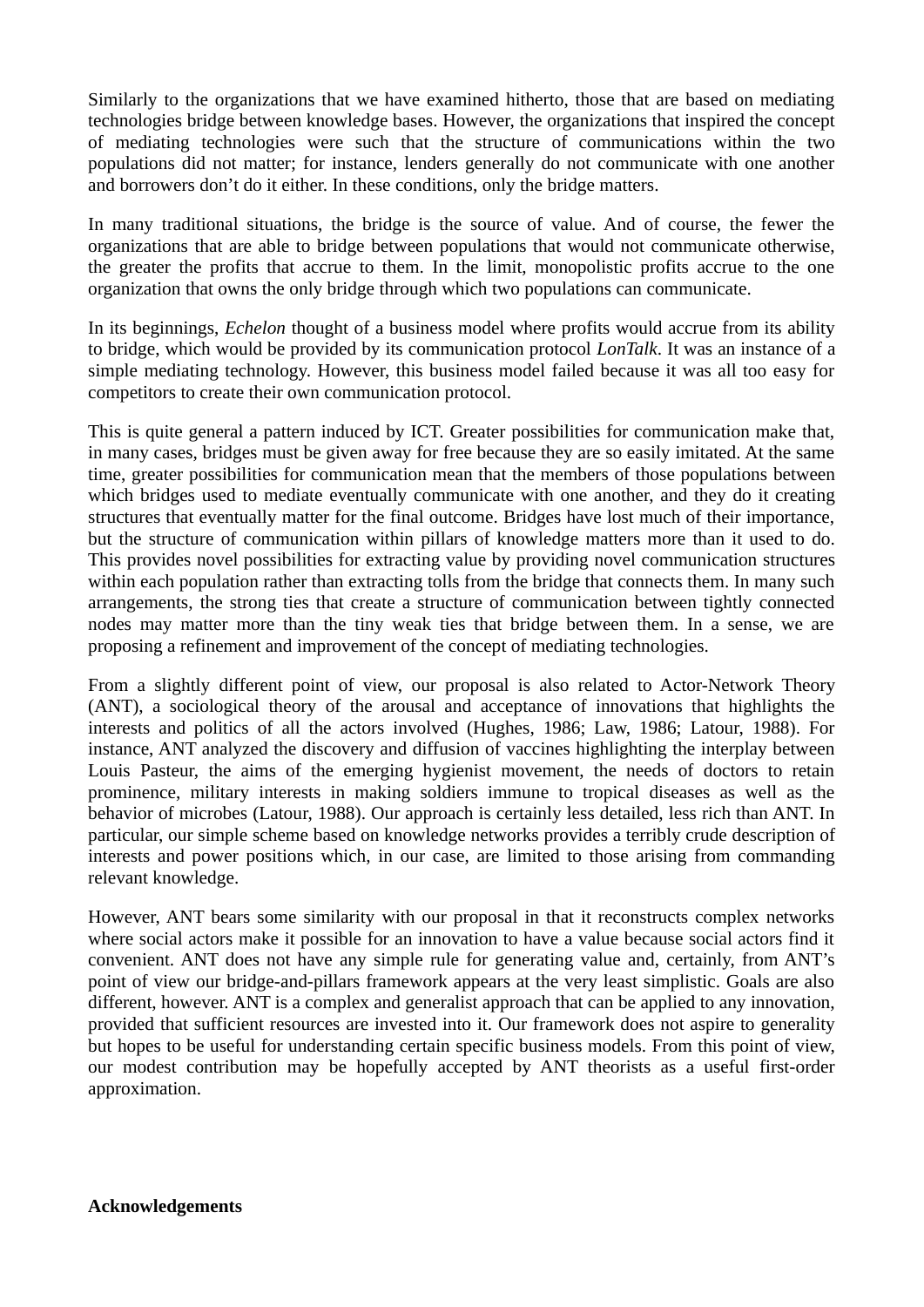Similarly to the organizations that we have examined hitherto, those that are based on mediating technologies bridge between knowledge bases. However, the organizations that inspired the concept of mediating technologies were such that the structure of communications within the two populations did not matter; for instance, lenders generally do not communicate with one another and borrowers don't do it either. In these conditions, only the bridge matters.

In many traditional situations, the bridge is the source of value. And of course, the fewer the organizations that are able to bridge between populations that would not communicate otherwise, the greater the profits that accrue to them. In the limit, monopolistic profits accrue to the one organization that owns the only bridge through which two populations can communicate.

In its beginnings, *Echelon* thought of a business model where profits would accrue from its ability to bridge, which would be provided by its communication protocol *LonTalk*. It was an instance of a simple mediating technology. However, this business model failed because it was all too easy for competitors to create their own communication protocol.

This is quite general a pattern induced by ICT. Greater possibilities for communication make that, in many cases, bridges must be given away for free because they are so easily imitated. At the same time, greater possibilities for communication mean that the members of those populations between which bridges used to mediate eventually communicate with one another, and they do it creating structures that eventually matter for the final outcome. Bridges have lost much of their importance, but the structure of communication within pillars of knowledge matters more than it used to do. This provides novel possibilities for extracting value by providing novel communication structures within each population rather than extracting tolls from the bridge that connects them. In many such arrangements, the strong ties that create a structure of communication between tightly connected nodes may matter more than the tiny weak ties that bridge between them. In a sense, we are proposing a refinement and improvement of the concept of mediating technologies.

From a slightly different point of view, our proposal is also related to Actor-Network Theory (ANT), a sociological theory of the arousal and acceptance of innovations that highlights the interests and politics of all the actors involved (Hughes, 1986; Law, 1986; Latour, 1988). For instance, ANT analyzed the discovery and diffusion of vaccines highlighting the interplay between Louis Pasteur, the aims of the emerging hygienist movement, the needs of doctors to retain prominence, military interests in making soldiers immune to tropical diseases as well as the behavior of microbes (Latour, 1988). Our approach is certainly less detailed, less rich than ANT. In particular, our simple scheme based on knowledge networks provides a terribly crude description of interests and power positions which, in our case, are limited to those arising from commanding relevant knowledge.

However, ANT bears some similarity with our proposal in that it reconstructs complex networks where social actors make it possible for an innovation to have a value because social actors find it convenient. ANT does not have any simple rule for generating value and, certainly, from ANT's point of view our bridge-and-pillars framework appears at the very least simplistic. Goals are also different, however. ANT is a complex and generalist approach that can be applied to any innovation, provided that sufficient resources are invested into it. Our framework does not aspire to generality but hopes to be useful for understanding certain specific business models. From this point of view, our modest contribution may be hopefully accepted by ANT theorists as a useful first-order approximation.

**Acknowledgements**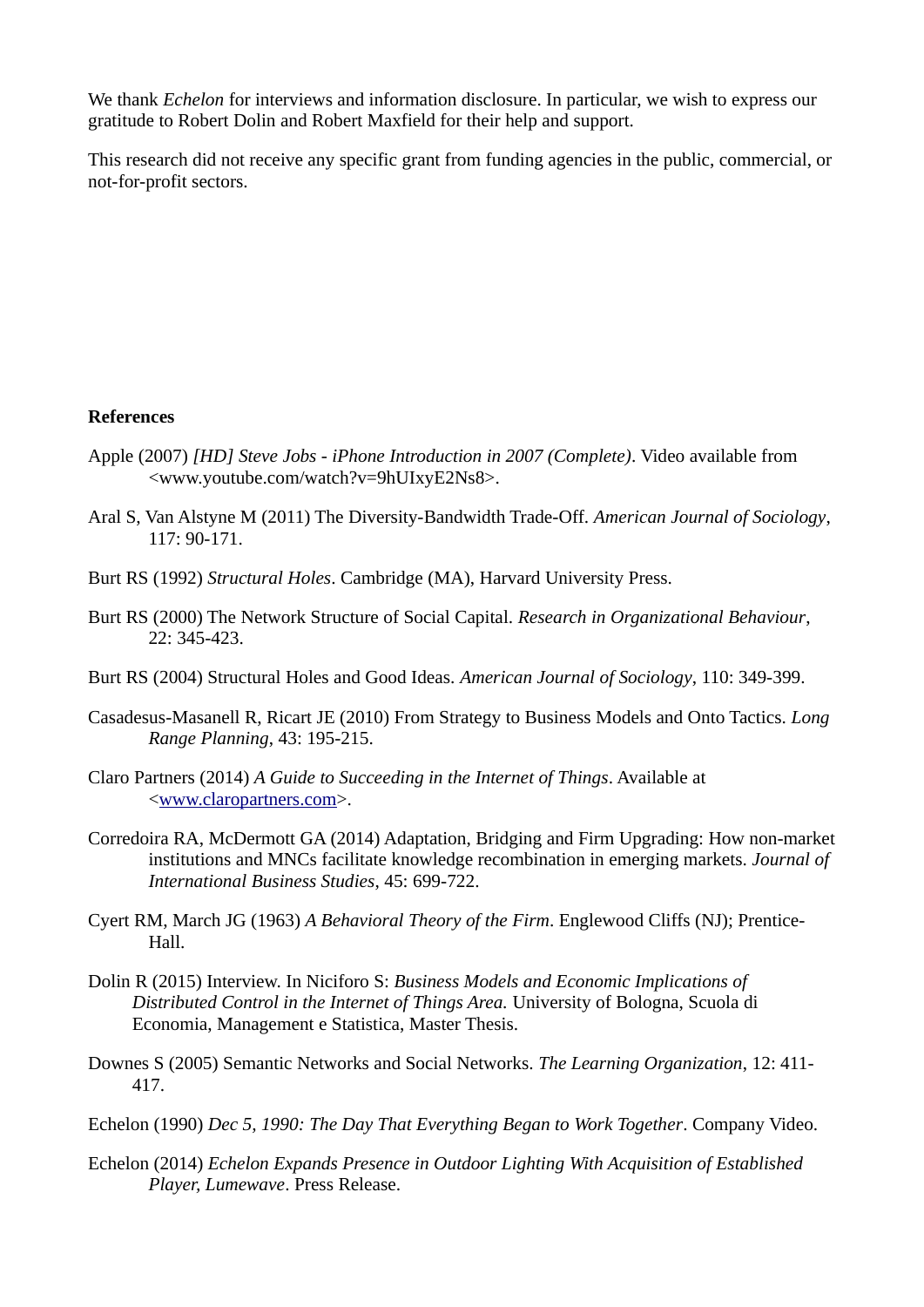We thank *Echelon* for interviews and information disclosure. In particular, we wish to express our gratitude to Robert Dolin and Robert Maxfield for their help and support.

This research did not receive any specific grant from funding agencies in the public, commercial, or not-for-profit sectors.

**References**

Apple (2007) *[HD] Steve Jobs - iPhone Introduction in 2007 (Complete)*. Video available from <www.youtube.com/watch?v=9hUIxyE2Ns8>.

Aral S, Van Alstyne M (2011) The Diversity-Bandwidth Trade-Off. *American Journal of Sociology*, 117: 90-171.

Burt RS (1992) *Structural Holes*. Cambridge (MA), Harvard University Press.

Burt RS (2000) The Network Structure of Social Capital. *Research in Organizational Behaviour*, 22: 345-423.

Burt RS (2004) Structural Holes and Good Ideas. *American Journal of Sociology*, 110: 349-399.

Casadesus-Masanell R, Ricart JE (2010) From Strategy to Business Models and Onto Tactics. *Long Range Planning*, 43: 195-215.

Claro Partners (2014) *A Guide to Succeeding in the Internet of Things*. Available at <www.claropartners.com>.

Corredoira RA, McDermott GA (2014) Adaptation, Bridging and Firm Upgrading: How non-market institutions and MNCs facilitate knowledge recombination in emerging markets. *Journal of International Business Studies*, 45: 699-722.

Cyert RM, March JG (1963) *A Behavioral Theory of the Firm*. Englewood Cliffs (NJ); Prentice-Hall.

Dolin R (2015) Interview. In Niciforo S: *Business Models and Economic Implications of Distributed Control in the Internet of Things Area.* University of Bologna, Scuola di Economia, Management e Statistica, Master Thesis.

Downes S (2005) Semantic Networks and Social Networks. *The Learning Organization*, 12: 411-417.

Echelon (1990) *Dec 5, 1990: The Day That Everything Began to Work Together*. Company Video.

Echelon (2014) *Echelon Expands Presence in Outdoor Lighting With Acquisition of Established Player, Lumewave*. Press Release.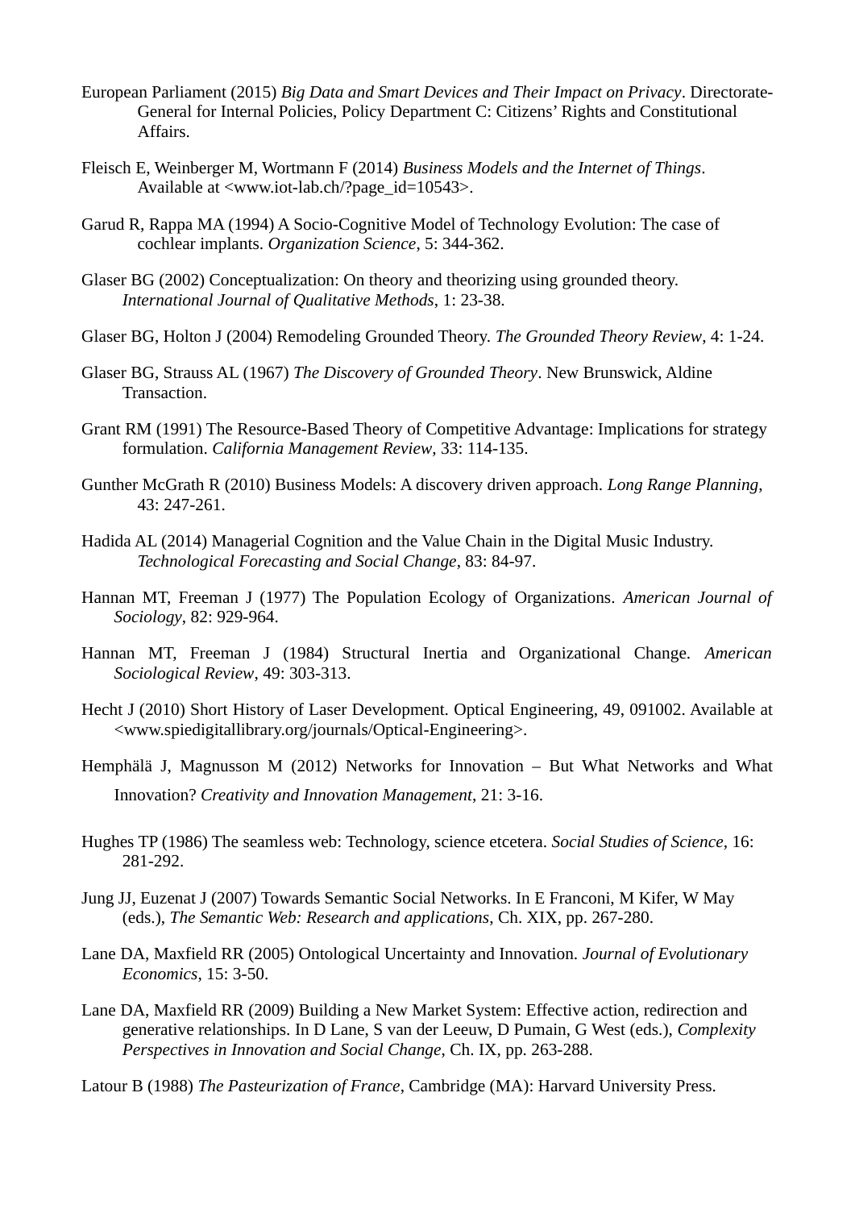European Parliament (2015) *Big Data and Smart Devices and Their Impact on Privacy*. Directorate-General for Internal Policies, Policy Department C: Citizens' Rights and Constitutional Affairs.

Fleisch E, Weinberger M, Wortmann F (2014) *Business Models and the Internet of Things*. Available at <www.iot-lab.ch/?page_id=10543>.

Garud R, Rappa MA (1994) A Socio-Cognitive Model of Technology Evolution: The case of cochlear implants. *Organization Science*, 5: 344-362.

Glaser BG (2002) Conceptualization: On theory and theorizing using grounded theory. *International Journal of Qualitative Methods*, 1: 23-38.

Glaser BG, Holton J (2004) Remodeling Grounded Theory. *The Grounded Theory Review*, 4: 1-24.

Glaser BG, Strauss AL (1967) *The Discovery of Grounded Theory*. New Brunswick, Aldine Transaction.

Grant RM (1991) The Resource-Based Theory of Competitive Advantage: Implications for strategy formulation. *California Management Review*, 33: 114-135.

Gunther McGrath R (2010) Business Models: A discovery driven approach. *Long Range Planning*, 43: 247-261.

Hadida AL (2014) Managerial Cognition and the Value Chain in the Digital Music Industry. *Technological Forecasting and Social Change*, 83: 84-97.

Hannan MT, Freeman J (1977) The Population Ecology of Organizations. *American Journal of Sociology*, 82: 929-964.

Hannan MT, Freeman J (1984) Structural Inertia and Organizational Change. *American Sociological Review*, 49: 303-313.

Hecht J (2010) Short History of Laser Development. Optical Engineering, 49, 091002. Available at <www.spiedigitallibrary.org/journals/Optical-Engineering>.

Hemphälä J, Magnusson M (2012) Networks for Innovation – But What Networks and What Innovation? *Creativity and Innovation Management*, 21: 3-16.

Hughes TP (1986) The seamless web: Technology, science etcetera. *Social Studies of Science*, 16: 281-292.

Jung JJ, Euzenat J (2007) Towards Semantic Social Networks. In E Franconi, M Kifer, W May (eds.), *The Semantic Web: Research and applications*, Ch. XIX, pp. 267-280.

Lane DA, Maxfield RR (2005) Ontological Uncertainty and Innovation. *Journal of Evolutionary Economics*, 15: 3-50.

Lane DA, Maxfield RR (2009) Building a New Market System: Effective action, redirection and generative relationships. In D Lane, S van der Leeuw, D Pumain, G West (eds.), *Complexity Perspectives in Innovation and Social Change*, Ch. IX, pp. 263-288.

Latour B (1988) *The Pasteurization of France*, Cambridge (MA): Harvard University Press.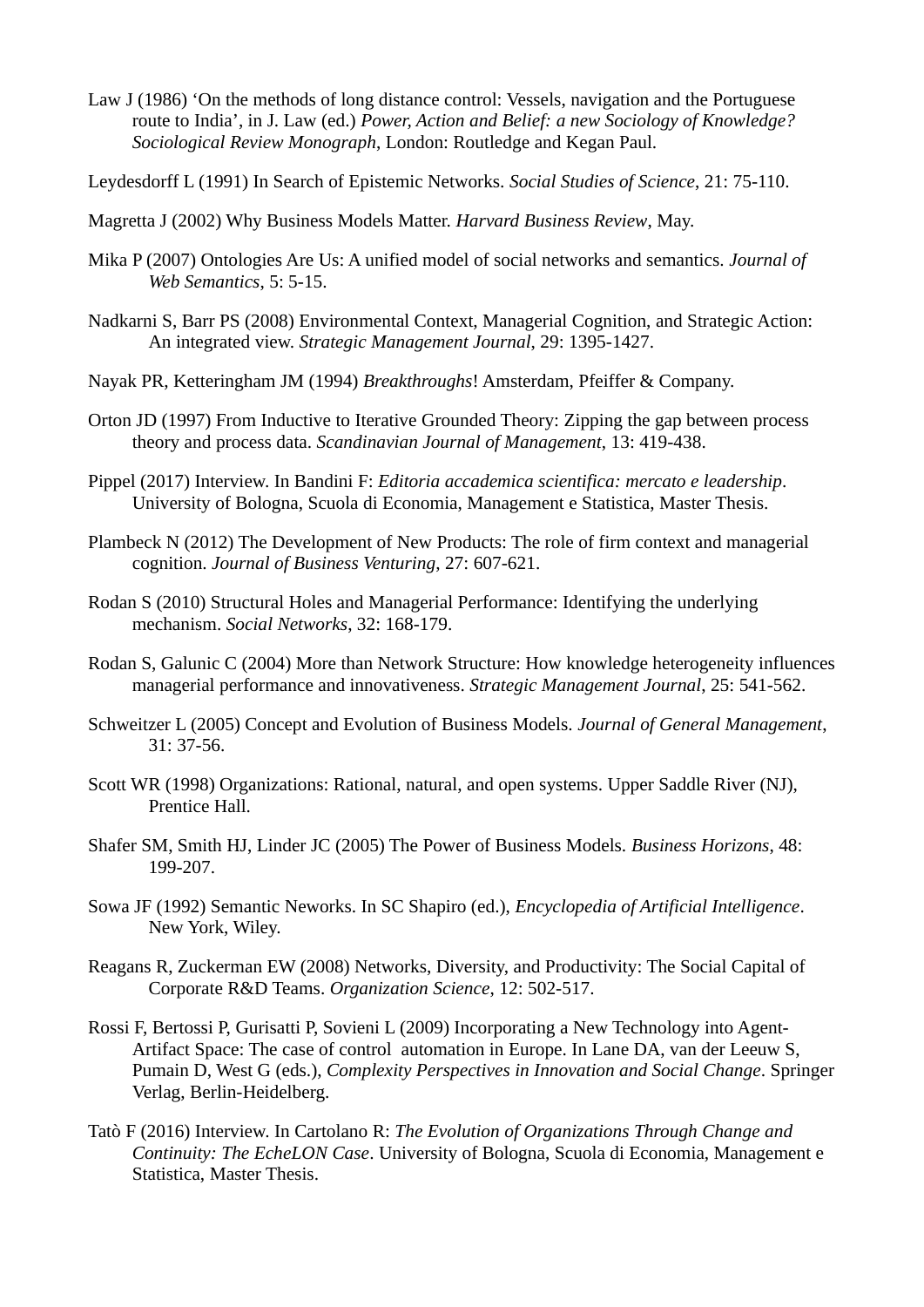Law J (1986) ‘On the methods of long distance control: Vessels, navigation and the Portuguese route to India’, in J. Law (ed.) *Power, Action and Belief: a new Sociology of Knowledge? Sociological Review Monograph*, London: Routledge and Kegan Paul.

Leydesdorff L (1991) In Search of Epistemic Networks. *Social Studies of Science*, 21: 75-110.

Magretta J (2002) Why Business Models Matter. *Harvard Business Review*, May.

Mika P (2007) Ontologies Are Us: A unified model of social networks and semantics. *Journal of Web Semantics*, 5: 5-15.

Nadkarni S, Barr PS (2008) Environmental Context, Managerial Cognition, and Strategic Action: An integrated view. *Strategic Management Journal*, 29: 1395-1427.

Nayak PR, Ketteringham JM (1994) *Breakthroughs*! Amsterdam, Pfeiffer & Company.

Orton JD (1997) From Inductive to Iterative Grounded Theory: Zipping the gap between process theory and process data. *Scandinavian Journal of Management*, 13: 419-438.

Pippel (2017) Interview. In Bandini F: *Editoria accademica scientifica: mercato e leadership*. University of Bologna, Scuola di Economia, Management e Statistica, Master Thesis.

Plambeck N (2012) The Development of New Products: The role of firm context and managerial cognition. *Journal of Business Venturing*, 27: 607-621.

Rodan S (2010) Structural Holes and Managerial Performance: Identifying the underlying mechanism. *Social Networks*, 32: 168-179.

Rodan S, Galunic C (2004) More than Network Structure: How knowledge heterogeneity influences managerial performance and innovativeness. *Strategic Management Journal*, 25: 541-562.

Schweitzer L (2005) Concept and Evolution of Business Models. *Journal of General Management*, 31: 37-56.

Scott WR (1998) Organizations: Rational, natural, and open systems. Upper Saddle River (NJ), Prentice Hall.

Shafer SM, Smith HJ, Linder JC (2005) The Power of Business Models. *Business Horizons*, 48: 199-207.

Sowa JF (1992) Semantic Neworks. In SC Shapiro (ed.), *Encyclopedia of Artificial Intelligence*. New York, Wiley.

Reagans R, Zuckerman EW (2008) Networks, Diversity, and Productivity: The Social Capital of Corporate R&D Teams. *Organization Science*, 12: 502-517.

Rossi F, Bertossi P, Gurisatti P, Sovieni L (2009) Incorporating a New Technology into Agent-Artifact Space: The case of control automation in Europe. In Lane DA, van der Leeuw S, Pumain D, West G (eds.), *Complexity Perspectives in Innovation and Social Change*. Springer Verlag, Berlin-Heidelberg.

Tatò F (2016) Interview. In Cartolano R: *The Evolution of Organizations Through Change and Continuity: The EcheLON Case*. University of Bologna, Scuola di Economia, Management e Statistica, Master Thesis.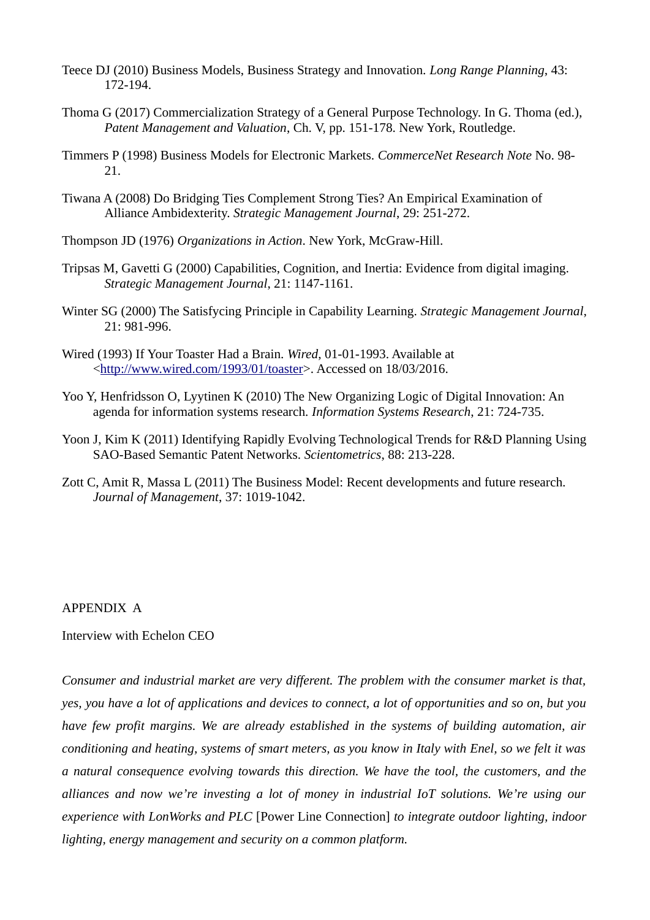Teece DJ (2010) Business Models, Business Strategy and Innovation. *Long Range Planning*, 43: 172-194.

Thoma G (2017) Commercialization Strategy of a General Purpose Technology. In G. Thoma (ed.), *Patent Management and Valuation*, Ch. V, pp. 151-178. New York, Routledge.

Timmers P (1998) Business Models for Electronic Markets. *CommerceNet Research Note* No. 98-21.

Tiwana A (2008) Do Bridging Ties Complement Strong Ties? An Empirical Examination of Alliance Ambidexterity. *Strategic Management Journal*, 29: 251-272.

Thompson JD (1976) *Organizations in Action*. New York, McGraw-Hill.

Tripsas M, Gavetti G (2000) Capabilities, Cognition, and Inertia: Evidence from digital imaging. *Strategic Management Journal*, 21: 1147-1161.

Winter SG (2000) The Satisfycing Principle in Capability Learning. *Strategic Management Journal*, 21: 981-996.

Wired (1993) If Your Toaster Had a Brain. *Wired*, 01-01-1993. Available at <http://www.wired.com/1993/01/toaster>. Accessed on 18/03/2016.

Yoo Y, Henfridsson O, Lyytinen K (2010) The New Organizing Logic of Digital Innovation: An agenda for information systems research. *Information Systems Research*, 21: 724-735.

Yoon J, Kim K (2011) Identifying Rapidly Evolving Technological Trends for R&D Planning Using SAO-Based Semantic Patent Networks. *Scientometrics*, 88: 213-228.

Zott C, Amit R, Massa L (2011) The Business Model: Recent developments and future research. *Journal of Management*, 37: 1019-1042.

## APPENDIX A

Interview with Echelon CEO

*Consumer and industrial market are very different. The problem with the consumer market is that, yes, you have a lot of applications and devices to connect, a lot of opportunities and so on, but you have few profit margins. We are already established in the systems of building automation, air conditioning and heating, systems of smart meters, as you know in Italy with Enel, so we felt it was a natural consequence evolving towards this direction. We have the tool, the customers, and the alliances and now we're investing a lot of money in industrial IoT solutions. We're using our experience with LonWorks and PLC* [Power Line Connection] *to integrate outdoor lighting, indoor lighting, energy management and security on a common platform.*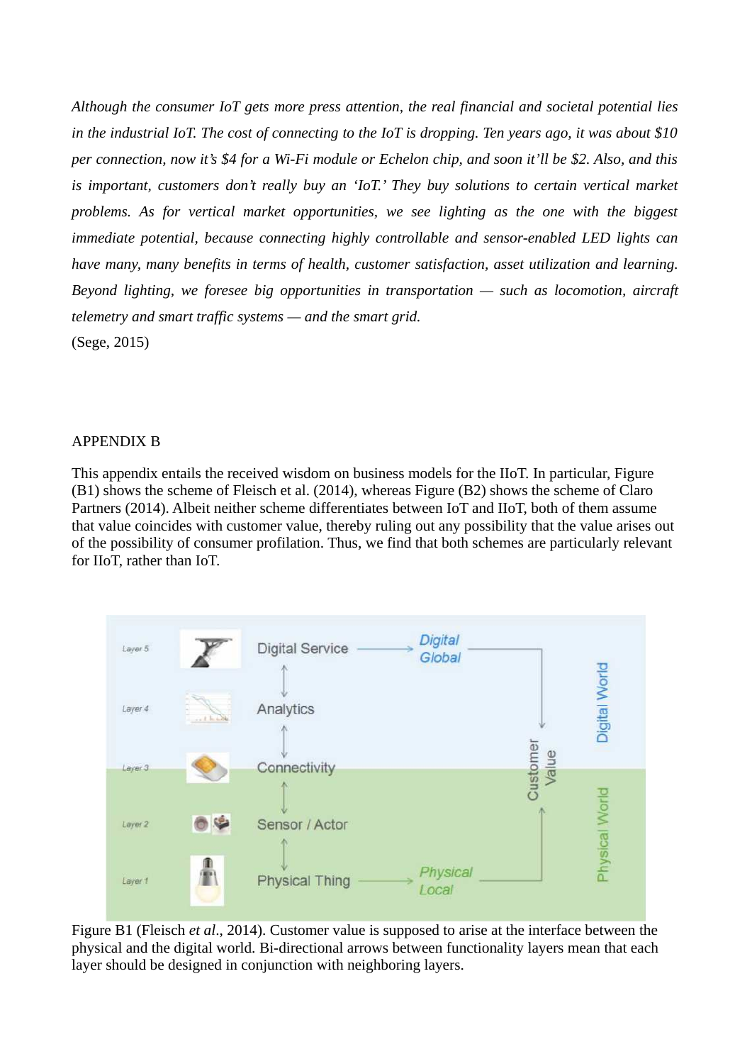*Although the consumer IoT gets more press attention, the real financial and societal potential lies in the industrial IoT. The cost of connecting to the IoT is dropping. Ten years ago, it was about $10 per connection, now it's $4 for a Wi-Fi module or Echelon chip, and soon it'll be $2. Also, and this is important, customers don't really buy an 'IoT.' They buy solutions to certain vertical market problems. As for vertical market opportunities, we see lighting as the one with the biggest immediate potential, because connecting highly controllable and sensor-enabled LED lights can have many, many benefits in terms of health, customer satisfaction, asset utilization and learning. Beyond lighting, we foresee big opportunities in transportation — such as locomotion, aircraft telemetry and smart traffic systems — and the smart grid.*

(Sege, 2015)

## APPENDIX B

This appendix entails the received wisdom on business models for the IIoT. In particular, Figure (B1) shows the scheme of Fleisch et al. (2014), whereas Figure (B2) shows the scheme of Claro Partners (2014). Albeit neither scheme differentiates between IoT and IIoT, both of them assume that value coincides with customer value, thereby ruling out any possibility that the value arises out of the possibility of consumer profilation. Thus, we find that both schemes are particularly relevant for IIoT, rather than IoT.

Figure B1 (Fleisch *et al*., 2014). Customer value is supposed to arise at the interface between the physical and the digital world. Bi-directional arrows between functionality layers mean that each layer should be designed in conjunction with neighboring layers.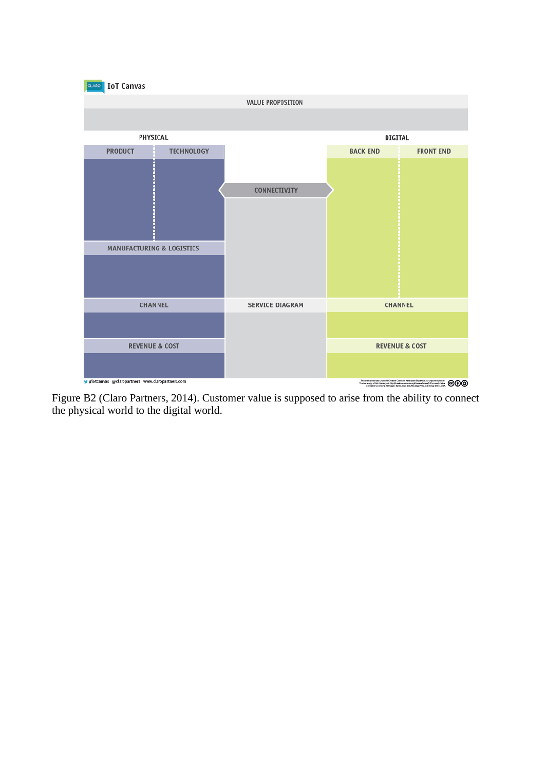IoT Canvas

VALUE PROPOSITION

PHYSICAL

PRODUCT

TECHNOLOGY

MANUFACTURING & LOGISTICS

CHANNEL

REVENUE & COST

CONNECTIVITY

SERVICE DIAGRAM

DIGITAL

BACK END

FRONT END

CHANNEL

REVENUE & COST

#iotcanvas @claropartners www.claropartners.com

Figure B2 (Claro Partners, 2014). Customer value is supposed to arise from the ability to connect the physical world to the digital world.